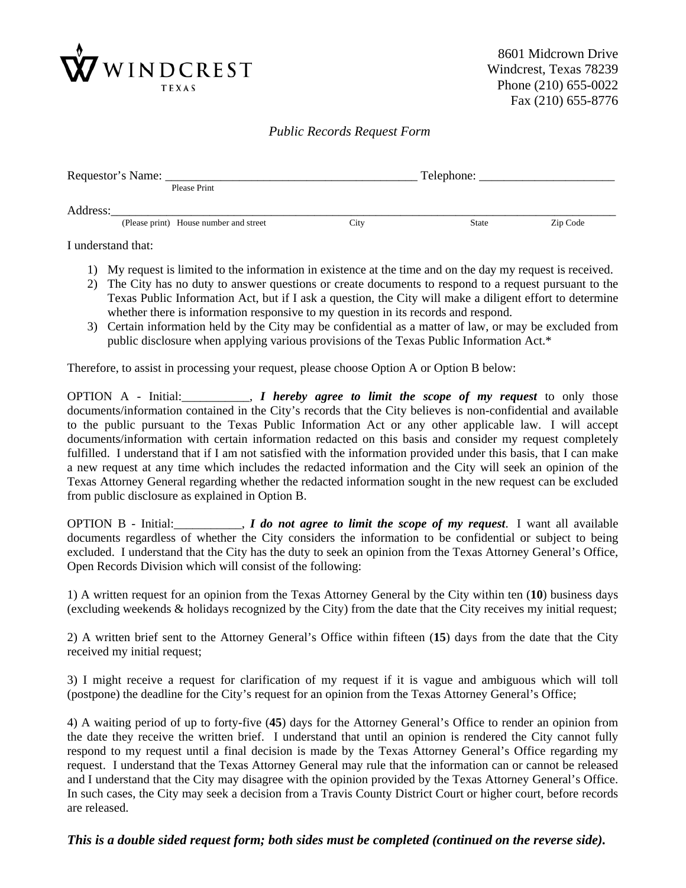WINDCREST
TEXAS

8601 Midcrown Drive
Windcrest, Texas 78239
Phone (210) 655-0022
Fax (210) 655-8776

*Public Records Request Form*

Requestor's Name: ________________________________________ Telephone: _____________________
Please Print

Address:______________________________________________________________________________
(Please print) House number and street City State Zip Code

I understand that:

1) My request is limited to the information in existence at the time and on the day my request is received.
2) The City has no duty to answer questions or create documents to respond to a request pursuant to the Texas Public Information Act, but if I ask a question, the City will make a diligent effort to determine whether there is information responsive to my question in its records and respond.
3) Certain information held by the City may be confidential as a matter of law, or may be excluded from public disclosure when applying various provisions of the Texas Public Information Act.*

Therefore, to assist in processing your request, please choose Option A or Option B below:

OPTION A - Initial:___________, ***I hereby agree to limit the scope of my request*** to only those documents/information contained in the City's records that the City believes is non-confidential and available to the public pursuant to the Texas Public Information Act or any other applicable law. I will accept documents/information with certain information redacted on this basis and consider my request completely fulfilled. I understand that if I am not satisfied with the information provided under this basis, that I can make a new request at any time which includes the redacted information and the City will seek an opinion of the Texas Attorney General regarding whether the redacted information sought in the new request can be excluded from public disclosure as explained in Option B.

OPTION B - Initial:___________, ***I do not agree to limit the scope of my request***. I want all available documents regardless of whether the City considers the information to be confidential or subject to being excluded. I understand that the City has the duty to seek an opinion from the Texas Attorney General's Office, Open Records Division which will consist of the following:

1) A written request for an opinion from the Texas Attorney General by the City within ten (**10**) business days (excluding weekends & holidays recognized by the City) from the date that the City receives my initial request;

2) A written brief sent to the Attorney General's Office within fifteen (**15**) days from the date that the City received my initial request;

3) I might receive a request for clarification of my request if it is vague and ambiguous which will toll (postpone) the deadline for the City's request for an opinion from the Texas Attorney General's Office;

4) A waiting period of up to forty-five (**45**) days for the Attorney General's Office to render an opinion from the date they receive the written brief. I understand that until an opinion is rendered the City cannot fully respond to my request until a final decision is made by the Texas Attorney General's Office regarding my request. I understand that the Texas Attorney General may rule that the information can or cannot be released and I understand that the City may disagree with the opinion provided by the Texas Attorney General's Office. In such cases, the City may seek a decision from a Travis County District Court or higher court, before records are released.

***This is a double sided request form; both sides must be completed (continued on the reverse side).***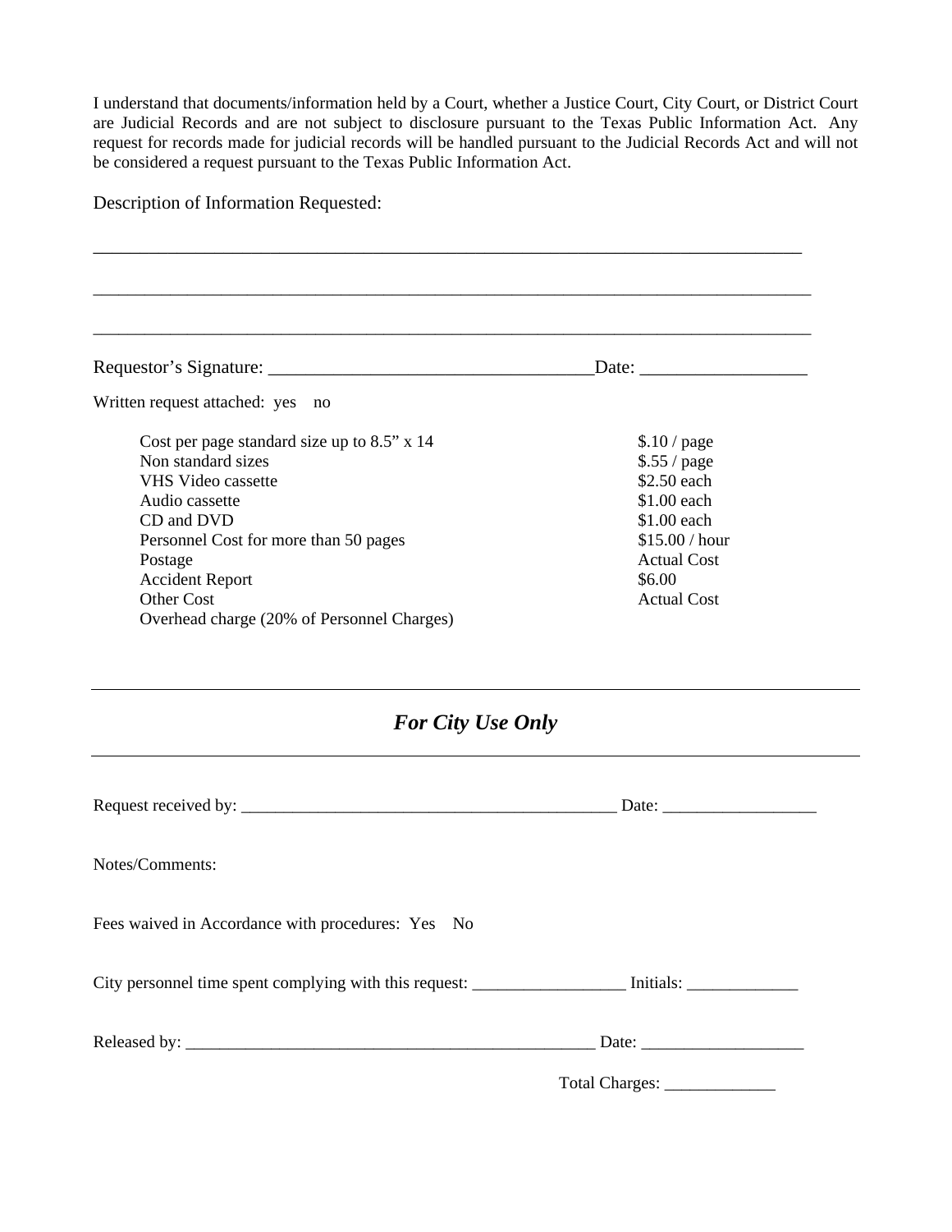I understand that documents/information held by a Court, whether a Justice Court, City Court, or District Court are Judicial Records and are not subject to disclosure pursuant to the Texas Public Information Act. Any request for records made for judicial records will be handled pursuant to the Judicial Records Act and will not be considered a request pursuant to the Texas Public Information Act.

Description of Information Requested:

_______________________________________________________________________________

_______________________________________________________________________________

_______________________________________________________________________________

Requestor's Signature: ___________________________________Date: _________________

Written request attached: yes no

| | |
|---|---|
| Cost per page standard size up to 8.5" x 14 | $.10 / page |
| Non standard sizes | $.55 / page |
| VHS Video cassette | $2.50 each |
| Audio cassette | $1.00 each |
| CD and DVD | $1.00 each |
| Personnel Cost for more than 50 pages | $15.00 / hour |
| Postage | Actual Cost |
| Accident Report | $6.00 |
| Other Cost | Actual Cost |
| Overhead charge (20% of Personnel Charges) | |

---

## *For City Use Only*

---

Request received by: ____________________________________________ Date: _________________

Notes/Comments:

Fees waived in Accordance with procedures: Yes No

City personnel time spent complying with this request: _________________ Initials: ____________

Released by: ________________________________________________ Date: __________________

Total Charges: ____________